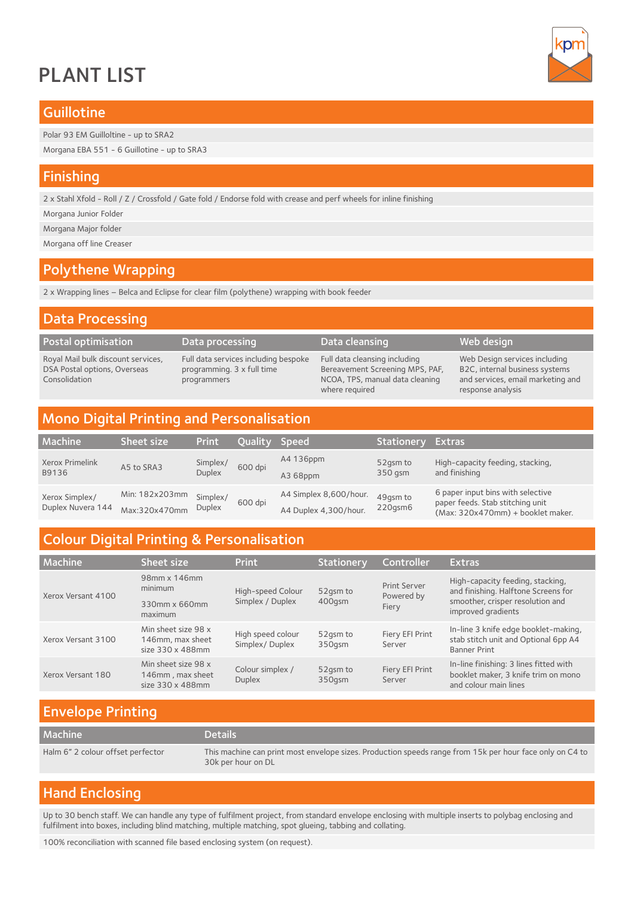# PLANT LIST

## Guillotine

Polar 93 EM Guilloltine - up to SRA2

Morgana EBA 551 - 6 Guillotine - up to SRA3

## Finishing

2 x Stahl Xfold - Roll / Z / Crossfold / Gate fold / Endorse fold with crease and perf wheels for inline finishing

Morgana Junior Folder

Morgana Major folder

Morgana off line Creaser

## Polythene Wrapping

2 x Wrapping lines – Belca and Eclipse for clear film (polythene) wrapping with book feeder

## Data Processing

| Postal optimisation | Data processing | Data cleansing | Web design |
|---|---|---|---|
| Royal Mail bulk discount services, DSA Postal options, Overseas Consolidation | Full data services including bespoke programming. 3 x full time programmers | Full data cleansing including Bereavement Screening MPS, PAF, NCOA, TPS, manual data cleaning where required | Web Design services including B2C, internal business systems and services, email marketing and response analysis |

## Mono Digital Printing and Personalisation

| Machine | Sheet size | Print | Quality | Speed | Stationery | Extras |
|---|---|---|---|---|---|---|
| Xerox Primelink B9136 | A5 to SRA3 | Simplex/ Duplex | 600 dpi | A4 136ppm<br>A3 68ppm | 52gsm to 350 gsm | High-capacity feeding, stacking, and finishing |
| Xerox Simplex/ Duplex Nuvera 144 | Min: 182x203mm<br>Max:320x470mm | Simplex/ Duplex | 600 dpi | A4 Simplex 8,600/hour.<br>A4 Duplex 4,300/hour. | 49gsm to 220gsm6 | 6 paper input bins with selective paper feeds. Stab stitching unit (Max: 320x470mm) + booklet maker. |

## Colour Digital Printing & Personalisation

| Machine | Sheet size | Print | Stationery | Controller | Extras |
|---|---|---|---|---|---|
| Xerox Versant 4100 | 98mm x 146mm minimum<br>330mm x 660mm maximum | High-speed Colour Simplex / Duplex | 52gsm to 400gsm | Print Server Powered by Fiery | High-capacity feeding, stacking, and finishing. Halftone Screens for smoother, crisper resolution and improved gradients |
| Xerox Versant 3100 | Min sheet size 98 x 146mm, max sheet size 330 x 488mm | High speed colour Simplex/ Duplex | 52gsm to 350gsm | Fiery EFI Print Server | In-line 3 knife edge booklet-making, stab stitch unit and Optional 6pp A4 Banner Print |
| Xerox Versant 180 | Min sheet size 98 x 146mm , max sheet size 330 x 488mm | Colour simplex / Duplex | 52gsm to 350gsm | Fiery EFI Print Server | In-line finishing: 3 lines fitted with booklet maker, 3 knife trim on mono and colour main lines |

## Envelope Printing

| Machine | Details |
|---|---|
| Halm 6" 2 colour offset perfector | This machine can print most envelope sizes. Production speeds range from 15k per hour face only on C4 to 30k per hour on DL |

## Hand Enclosing

Up to 30 bench staff. We can handle any type of fulfilment project, from standard envelope enclosing with multiple inserts to polybag enclosing and fulfilment into boxes, including blind matching, multiple matching, spot glueing, tabbing and collating.

100% reconciliation with scanned file based enclosing system (on request).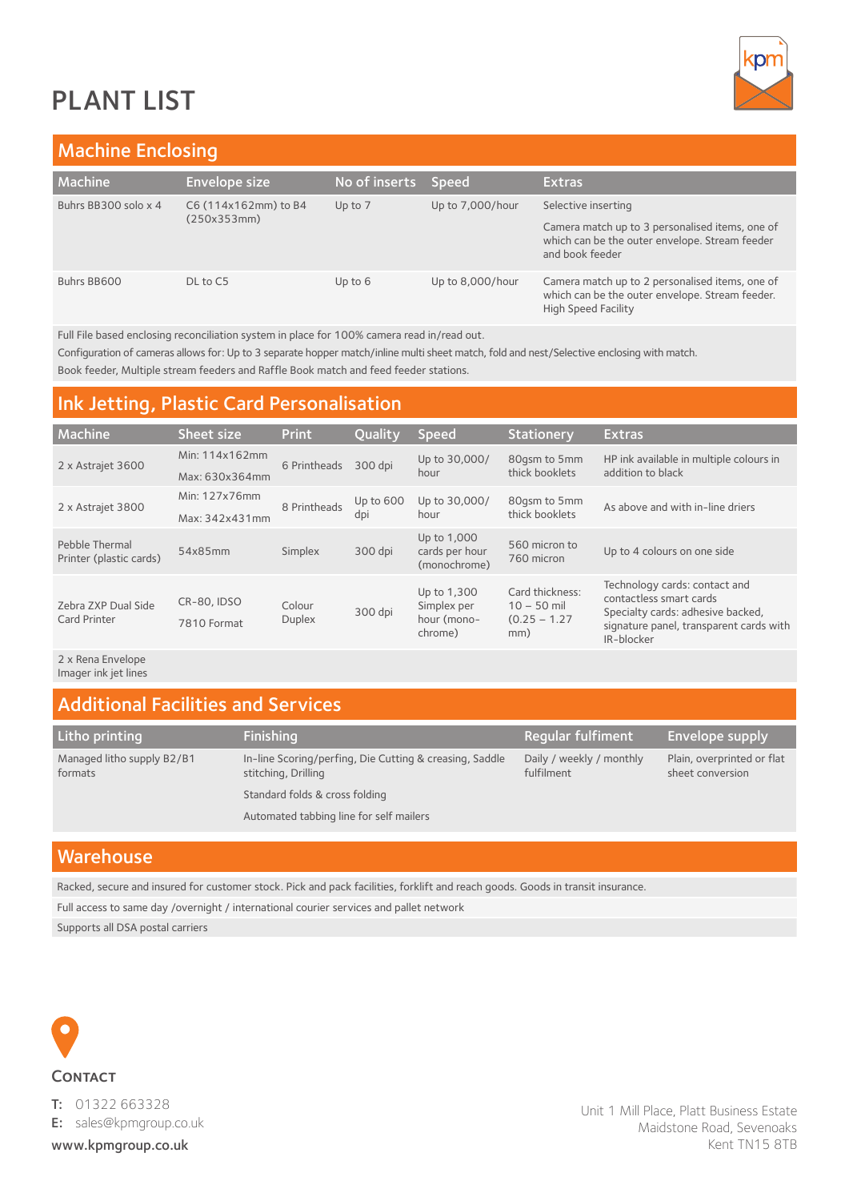# PLANT LIST

## Machine Enclosing

| Machine | Envelope size | No of inserts | Speed | Extras |
|---|---|---|---|---|
| Buhrs BB300 solo x 4 | C6 (114x162mm) to B4 (250x353mm) | Up to 7 | Up to 7,000/hour | Selective inserting<br><br>Camera match up to 3 personalised items, one of which can be the outer envelope. Stream feeder and book feeder |
| Buhrs BB600 | DL to C5 | Up to 6 | Up to 8,000/hour | Camera match up to 2 personalised items, one of which can be the outer envelope. Stream feeder. High Speed Facility |

Full File based enclosing reconciliation system in place for 100% camera read in/read out.

Configuration of cameras allows for: Up to 3 separate hopper match/inline multi sheet match, fold and nest/Selective enclosing with match.

Book feeder, Multiple stream feeders and Raffle Book match and feed feeder stations.

## Ink Jetting, Plastic Card Personalisation

| Machine | Sheet size | Print | Quality | Speed | Stationery | Extras |
|---|---|---|---|---|---|---|
| 2 x Astrajet 3600 | Min: 114x162mm<br>Max: 630x364mm | 6 Printheads | 300 dpi | Up to 30,000/ hour | 80gsm to 5mm thick booklets | HP ink available in multiple colours in addition to black |
| 2 x Astrajet 3800 | Min: 127x76mm<br>Max: 342x431mm | 8 Printheads | Up to 600 dpi | Up to 30,000/ hour | 80gsm to 5mm thick booklets | As above and with in-line driers |
| Pebble Thermal Printer (plastic cards) | 54x85mm | Simplex | 300 dpi | Up to 1,000 cards per hour (monochrome) | 560 micron to 760 micron | Up to 4 colours on one side |
| Zebra ZXP Dual Side Card Printer | CR-80, IDSO<br>7810 Format | Colour Duplex | 300 dpi | Up to 1,300 Simplex per hour (mono-chrome) | Card thickness: 10 – 50 mil (0.25 – 1.27 mm) | Technology cards: contact and contactless smart cards<br>Specialty cards: adhesive backed, signature panel, transparent cards with IR-blocker |
| 2 x Rena Envelope Imager ink jet lines | | | | | | |

## Additional Facilities and Services

| Litho printing | Finishing | Regular fulfiment | Envelope supply |
|---|---|---|---|
| Managed litho supply B2/B1 formats | In-line Scoring/perfing, Die Cutting & creasing, Saddle stitching, Drilling<br><br>Standard folds & cross folding<br><br>Automated tabbing line for self mailers | Daily / weekly / monthly fulfilment | Plain, overprinted or flat sheet conversion |

## Warehouse

Racked, secure and insured for customer stock. Pick and pack facilities, forklift and reach goods. Goods in transit insurance.

Full access to same day /overnight / international courier services and pallet network

Supports all DSA postal carriers

**Contact**

**T:** 01322 663328
**E:** sales@kpmgroup.co.uk
**www.kpmgroup.co.uk**

Unit 1 Mill Place, Platt Business Estate
Maidstone Road, Sevenoaks
Kent TN15 8TB